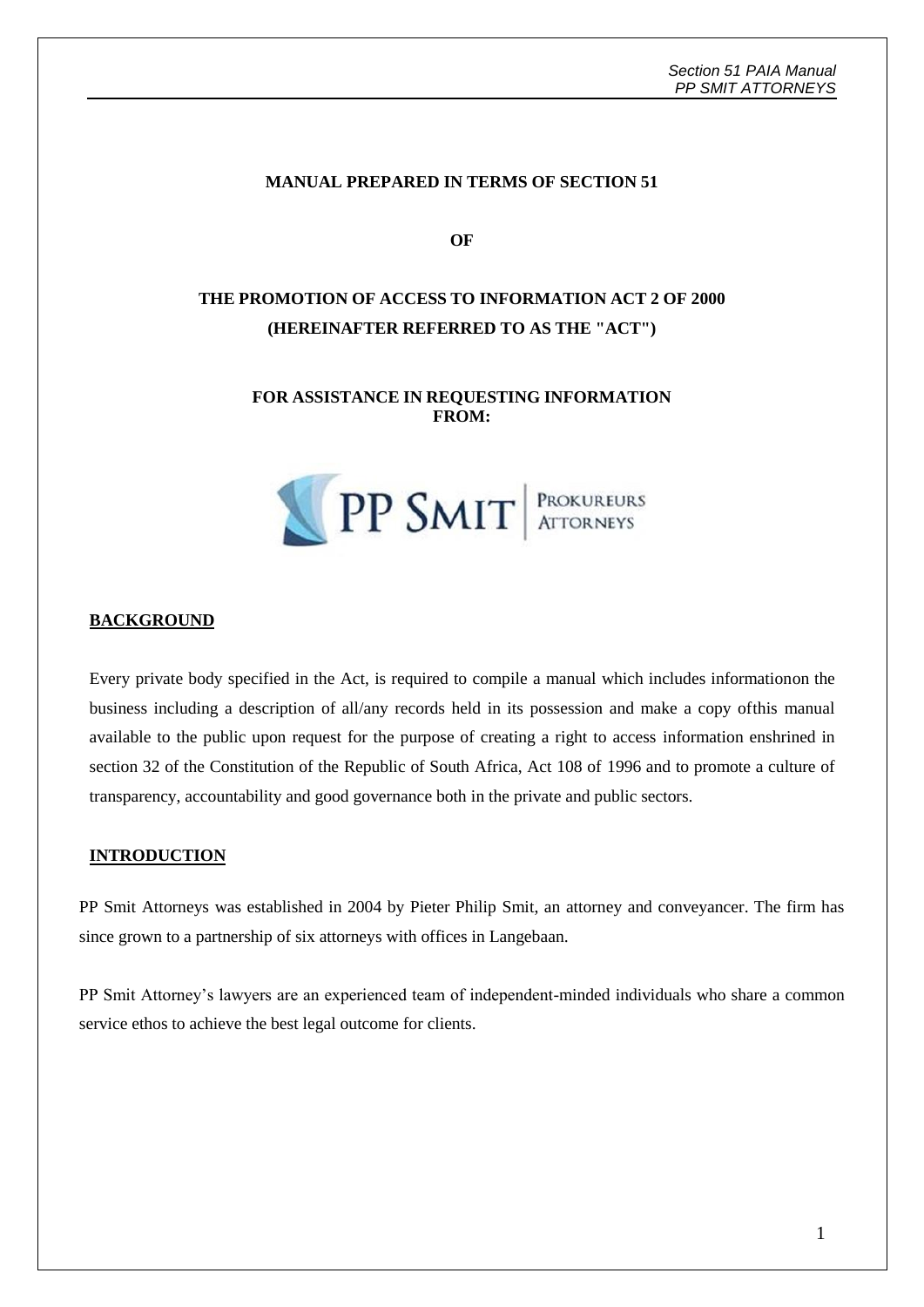**MANUAL PREPARED IN TERMS OF SECTION 51**

**OF**

# THE PROMOTION OF ACCESS TO INFORMATION ACT 2 OF 2000 (HEREINAFTER REFERRED TO AS THE "ACT")

**FOR ASSISTANCE IN REQUESTING INFORMATION FROM:**

PP SMIT | PROKUREURS ATTORNEYS

## BACKGROUND

Every private body specified in the Act, is required to compile a manual which includes informationon the business including a description of all/any records held in its possession and make a copy ofthis manual available to the public upon request for the purpose of creating a right to access information enshrined in section 32 of the Constitution of the Republic of South Africa, Act 108 of 1996 and to promote a culture of transparency, accountability and good governance both in the private and public sectors.

## INTRODUCTION

PP Smit Attorneys was established in 2004 by Pieter Philip Smit, an attorney and conveyancer. The firm has since grown to a partnership of six attorneys with offices in Langebaan.

PP Smit Attorney's lawyers are an experienced team of independent-minded individuals who share a common service ethos to achieve the best legal outcome for clients.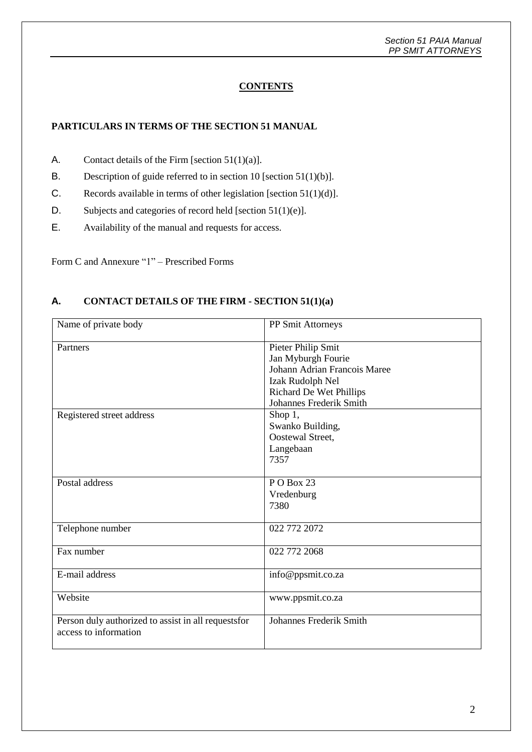## CONTENTS

**PARTICULARS IN TERMS OF THE SECTION 51 MANUAL**

A. Contact details of the Firm [section 51(1)(a)].

B. Description of guide referred to in section 10 [section 51(1)(b)].

C. Records available in terms of other legislation [section 51(1)(d)].

D. Subjects and categories of record held [section 51(1)(e)].

E. Availability of the manual and requests for access.

Form C and Annexure "1" – Prescribed Forms

### A. CONTACT DETAILS OF THE FIRM - SECTION 51(1)(a)

| Name of private body | PP Smit Attorneys |
|---|---|
| Partners | Pieter Philip Smit<br>Jan Myburgh Fourie<br>Johann Adrian Francois Maree<br>Izak Rudolph Nel<br>Richard De Wet Phillips<br>Johannes Frederik Smith |
| Registered street address | Shop 1,<br>Swanko Building,<br>Oostewal Street,<br>Langebaan<br>7357 |
| Postal address | P O Box 23<br>Vredenburg<br>7380 |
| Telephone number | 022 772 2072 |
| Fax number | 022 772 2068 |
| E-mail address | info@ppsmit.co.za |
| Website | www.ppsmit.co.za |
| Person duly authorized to assist in all requestsfor access to information | Johannes Frederik Smith |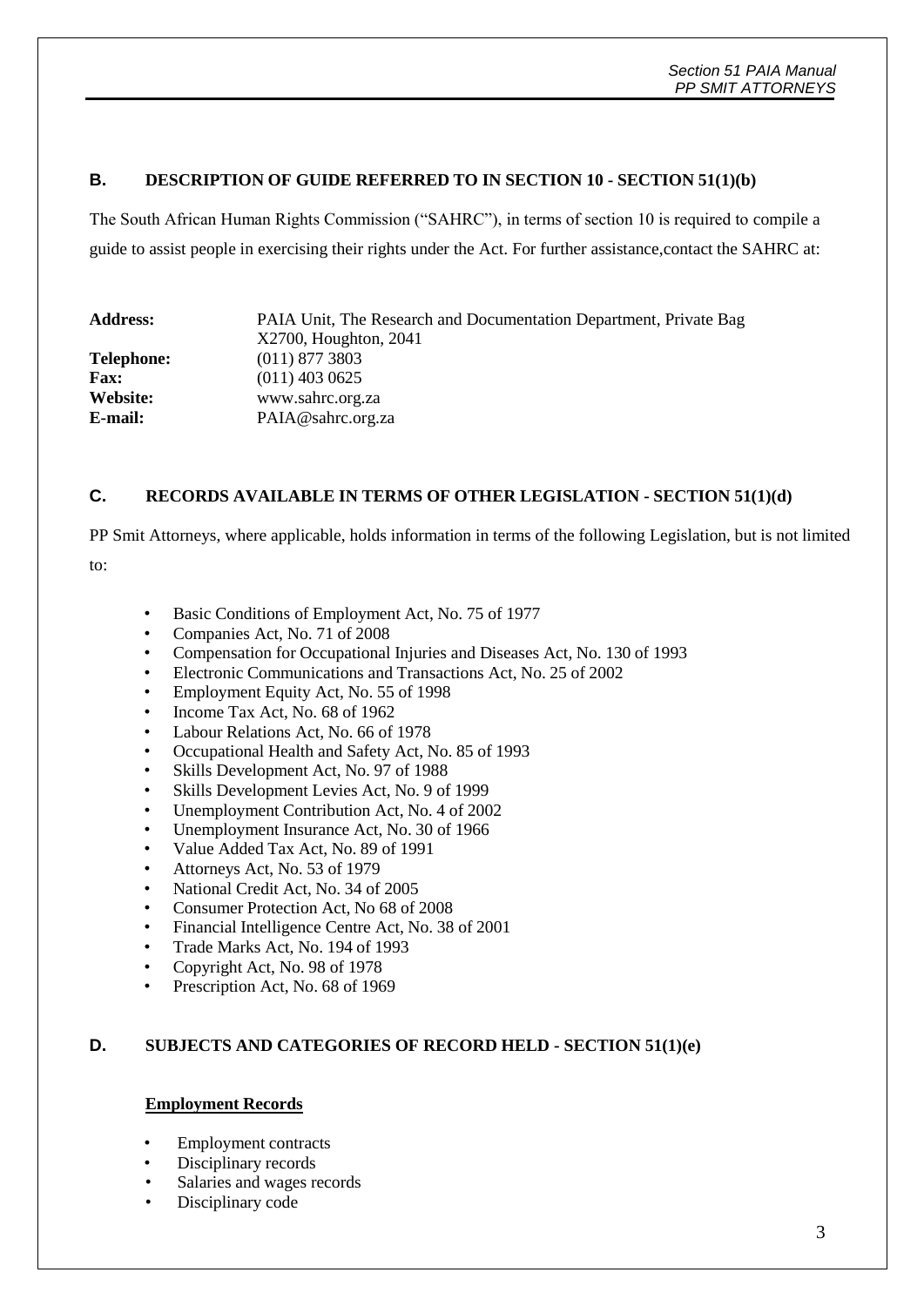## B. DESCRIPTION OF GUIDE REFERRED TO IN SECTION 10 - SECTION 51(1)(b)

The South African Human Rights Commission ("SAHRC"), in terms of section 10 is required to compile a guide to assist people in exercising their rights under the Act. For further assistance,contact the SAHRC at:

| | |
|---|---|
| **Address:** | PAIA Unit, The Research and Documentation Department, Private Bag X2700, Houghton, 2041 |
| **Telephone:** | (011) 877 3803 |
| **Fax:** | (011) 403 0625 |
| **Website:** | www.sahrc.org.za |
| **E-mail:** | PAIA@sahrc.org.za |

## C. RECORDS AVAILABLE IN TERMS OF OTHER LEGISLATION - SECTION 51(1)(d)

PP Smit Attorneys, where applicable, holds information in terms of the following Legislation, but is not limited to:

- Basic Conditions of Employment Act, No. 75 of 1977
- Companies Act, No. 71 of 2008
- Compensation for Occupational Injuries and Diseases Act, No. 130 of 1993
- Electronic Communications and Transactions Act, No. 25 of 2002
- Employment Equity Act, No. 55 of 1998
- Income Tax Act, No. 68 of 1962
- Labour Relations Act, No. 66 of 1978
- Occupational Health and Safety Act, No. 85 of 1993
- Skills Development Act, No. 97 of 1988
- Skills Development Levies Act, No. 9 of 1999
- Unemployment Contribution Act, No. 4 of 2002
- Unemployment Insurance Act, No. 30 of 1966
- Value Added Tax Act, No. 89 of 1991
- Attorneys Act, No. 53 of 1979
- National Credit Act, No. 34 of 2005
- Consumer Protection Act, No 68 of 2008
- Financial Intelligence Centre Act, No. 38 of 2001
- Trade Marks Act, No. 194 of 1993
- Copyright Act, No. 98 of 1978
- Prescription Act, No. 68 of 1969

## D. SUBJECTS AND CATEGORIES OF RECORD HELD - SECTION 51(1)(e)

**Employment Records**

- Employment contracts
- Disciplinary records
- Salaries and wages records
- Disciplinary code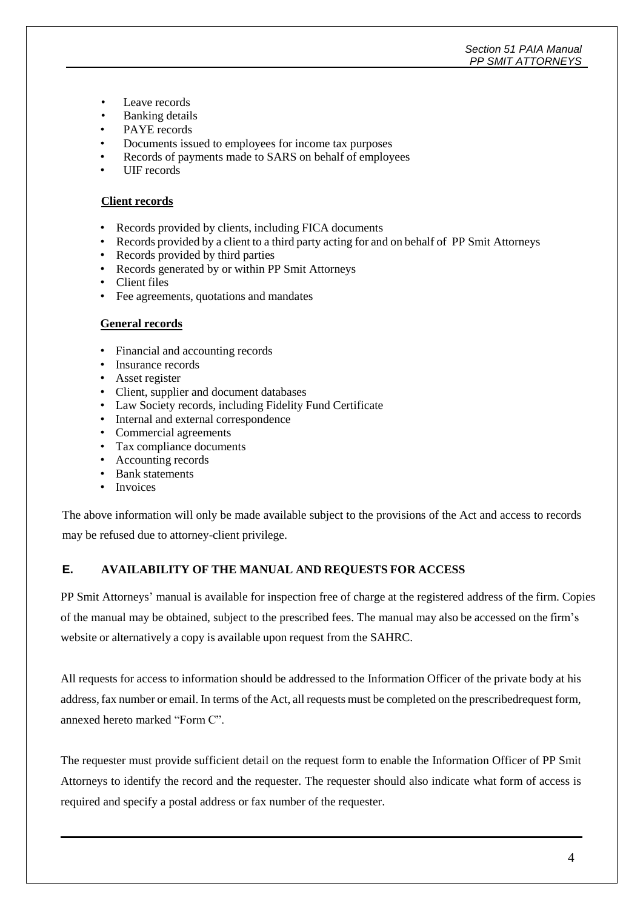- Leave records
- Banking details
- PAYE records
- Documents issued to employees for income tax purposes
- Records of payments made to SARS on behalf of employees
- UIF records

**Client records**

- Records provided by clients, including FICA documents
- Records provided by a client to a third party acting for and on behalf of PP Smit Attorneys
- Records provided by third parties
- Records generated by or within PP Smit Attorneys
- Client files
- Fee agreements, quotations and mandates

**General records**

- Financial and accounting records
- Insurance records
- Asset register
- Client, supplier and document databases
- Law Society records, including Fidelity Fund Certificate
- Internal and external correspondence
- Commercial agreements
- Tax compliance documents
- Accounting records
- Bank statements
- Invoices

The above information will only be made available subject to the provisions of the Act and access to records may be refused due to attorney-client privilege.

## E. AVAILABILITY OF THE MANUAL AND REQUESTS FOR ACCESS

PP Smit Attorneys' manual is available for inspection free of charge at the registered address of the firm. Copies of the manual may be obtained, subject to the prescribed fees. The manual may also be accessed on the firm's website or alternatively a copy is available upon request from the SAHRC.

All requests for access to information should be addressed to the Information Officer of the private body at his address, fax number or email. In terms of the Act, all requests must be completed on the prescribedrequest form, annexed hereto marked "Form C".

The requester must provide sufficient detail on the request form to enable the Information Officer of PP Smit Attorneys to identify the record and the requester. The requester should also indicate what form of access is required and specify a postal address or fax number of the requester.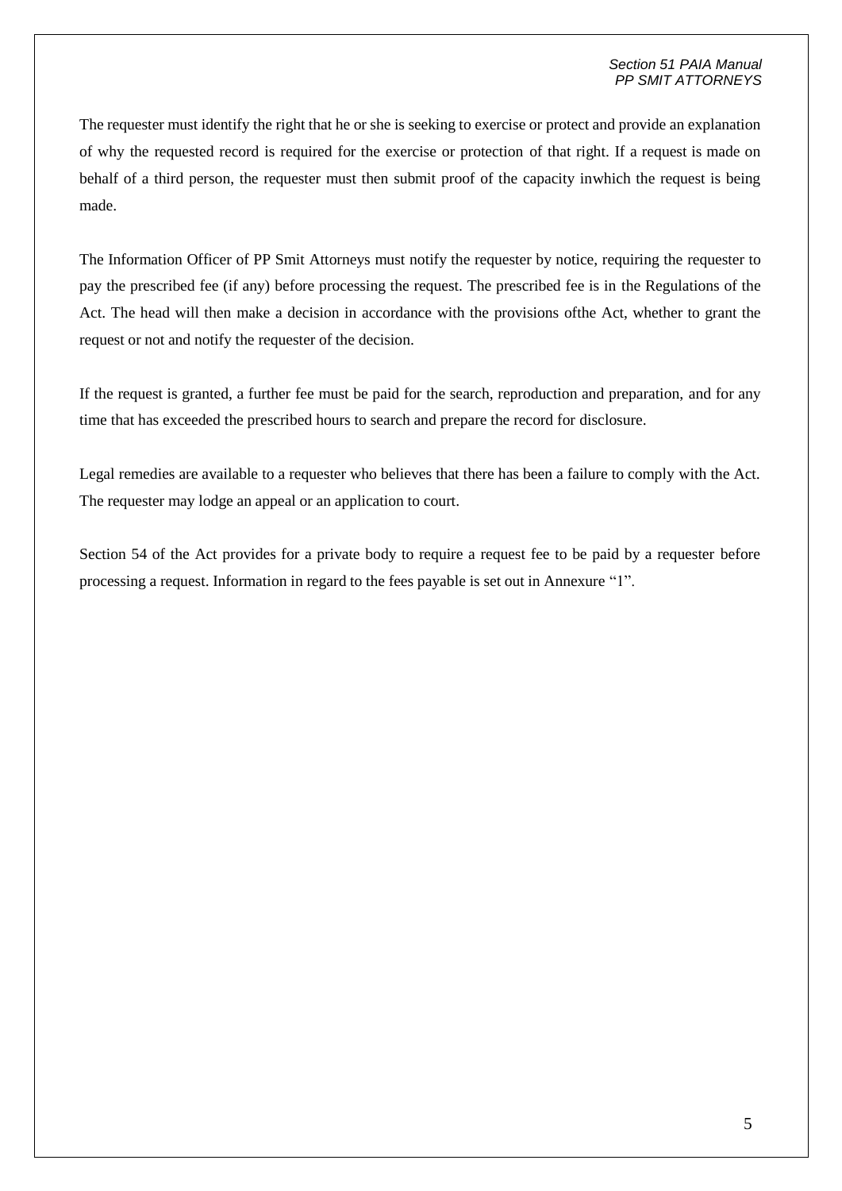The requester must identify the right that he or she is seeking to exercise or protect and provide an explanation of why the requested record is required for the exercise or protection of that right. If a request is made on behalf of a third person, the requester must then submit proof of the capacity inwhich the request is being made.

The Information Officer of PP Smit Attorneys must notify the requester by notice, requiring the requester to pay the prescribed fee (if any) before processing the request. The prescribed fee is in the Regulations of the Act. The head will then make a decision in accordance with the provisions ofthe Act, whether to grant the request or not and notify the requester of the decision.

If the request is granted, a further fee must be paid for the search, reproduction and preparation, and for any time that has exceeded the prescribed hours to search and prepare the record for disclosure.

Legal remedies are available to a requester who believes that there has been a failure to comply with the Act. The requester may lodge an appeal or an application to court.

Section 54 of the Act provides for a private body to require a request fee to be paid by a requester before processing a request. Information in regard to the fees payable is set out in Annexure "1".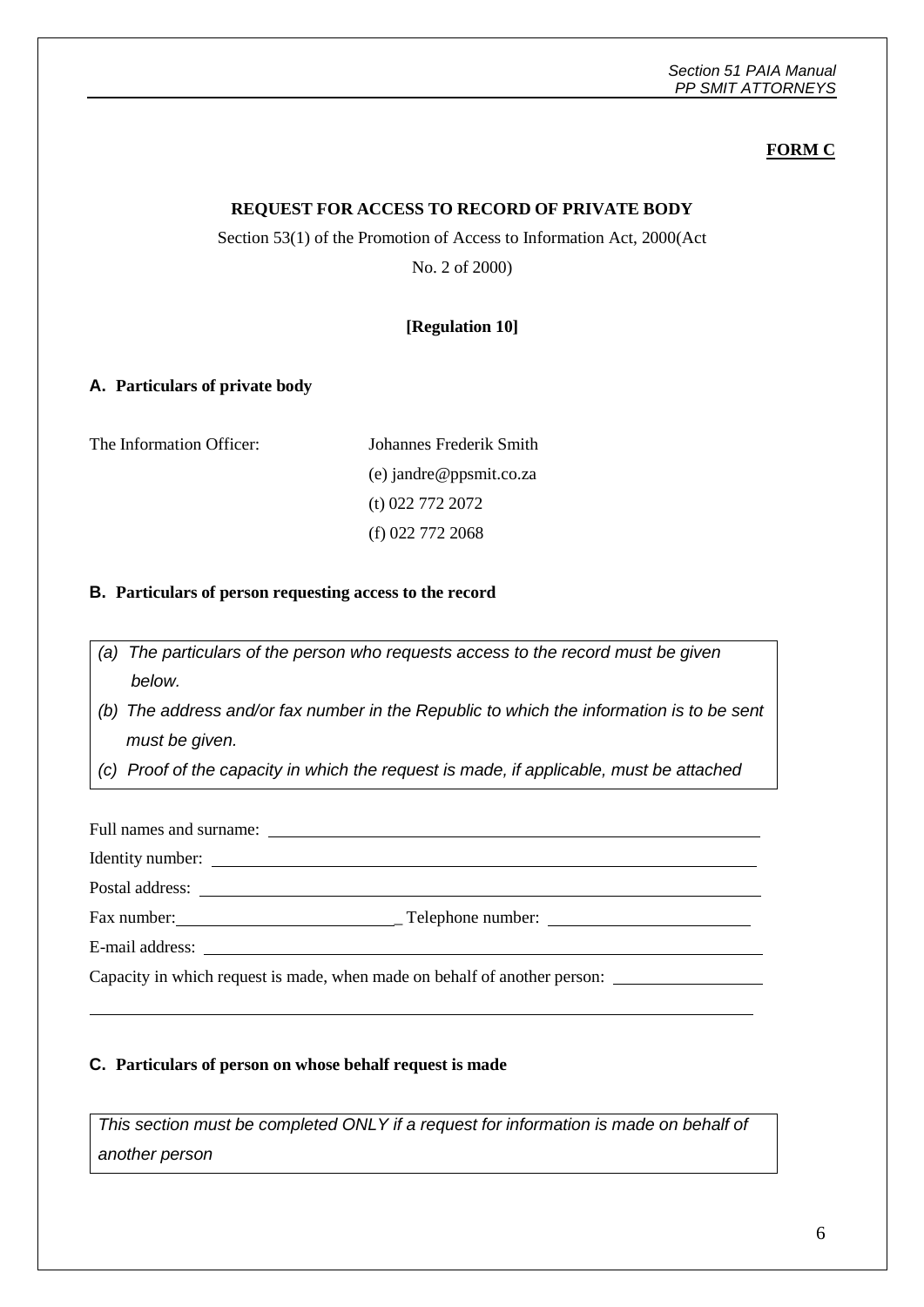**FORM C**

**REQUEST FOR ACCESS TO RECORD OF PRIVATE BODY**

Section 53(1) of the Promotion of Access to Information Act, 2000(Act No. 2 of 2000)

**[Regulation 10]**

**A. Particulars of private body**

The Information Officer: Johannes Frederik Smith
(e) jandre@ppsmit.co.za
(t) 022 772 2072
(f) 022 772 2068

**B. Particulars of person requesting access to the record**

*(a) The particulars of the person who requests access to the record must be given below.*
*(b) The address and/or fax number in the Republic to which the information is to be sent must be given.*
*(c) Proof of the capacity in which the request is made, if applicable, must be attached*

Full names and surname: ____________________

Identity number: ____________________

Postal address: ____________________

Fax number: ____________________ Telephone number: ____________________

E-mail address: ____________________

Capacity in which request is made, when made on behalf of another person: ____________________

____________________

**C. Particulars of person on whose behalf request is made**

*This section must be completed ONLY if a request for information is made on behalf of another person*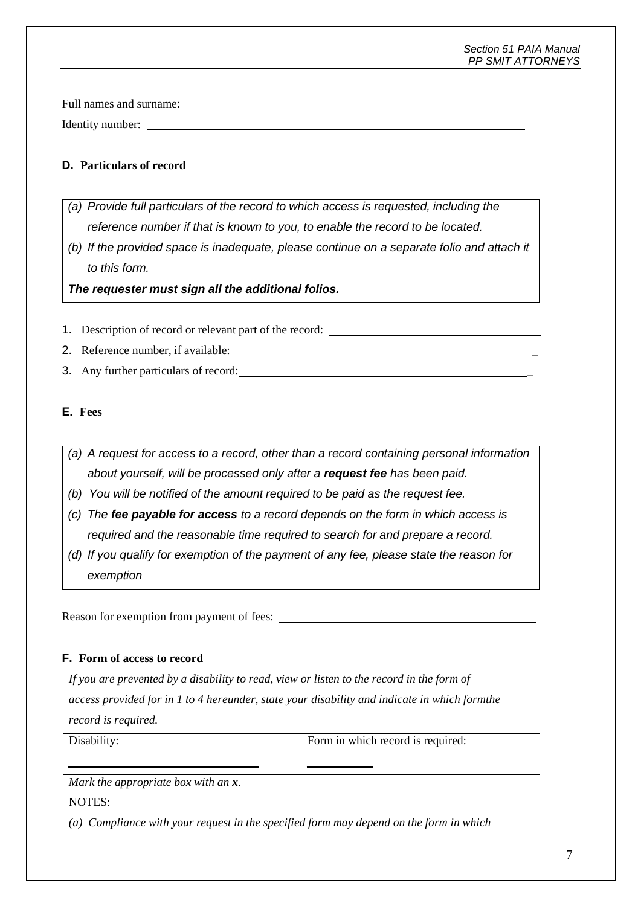Full names and surname: ______________________________________________

Identity number: ______________________________________________

### D. Particulars of record

*(a) Provide full particulars of the record to which access is requested, including the reference number if that is known to you, to enable the record to be located.*

*(b) If the provided space is inadequate, please continue on a separate folio and attach it to this form.*

***The requester must sign all the additional folios.***

1. Description of record or relevant part of the record: ______________________________
2. Reference number, if available: ______________________________
3. Any further particulars of record: ______________________________

### E. Fees

*(a) A request for access to a record, other than a record containing personal information about yourself, will be processed only after a **request fee** has been paid.*

*(b) You will be notified of the amount required to be paid as the request fee.*

*(c) The **fee payable for access** to a record depends on the form in which access is required and the reasonable time required to search for and prepare a record.*

*(d) If you qualify for exemption of the payment of any fee, please state the reason for exemption*

Reason for exemption from payment of fees: ______________________________

### F. Form of access to record

| *If you are prevented by a disability to read, view or listen to the record in the form of access provided for in 1 to 4 hereunder, state your disability and indicate in which formthe record is required.* | |
|---|---|
| Disability: ______________________ | Form in which record is required: __________ |
| *Mark the appropriate box with an **x**.*<br>NOTES:<br>*(a) Compliance with your request in the specified form may depend on the form in which* | |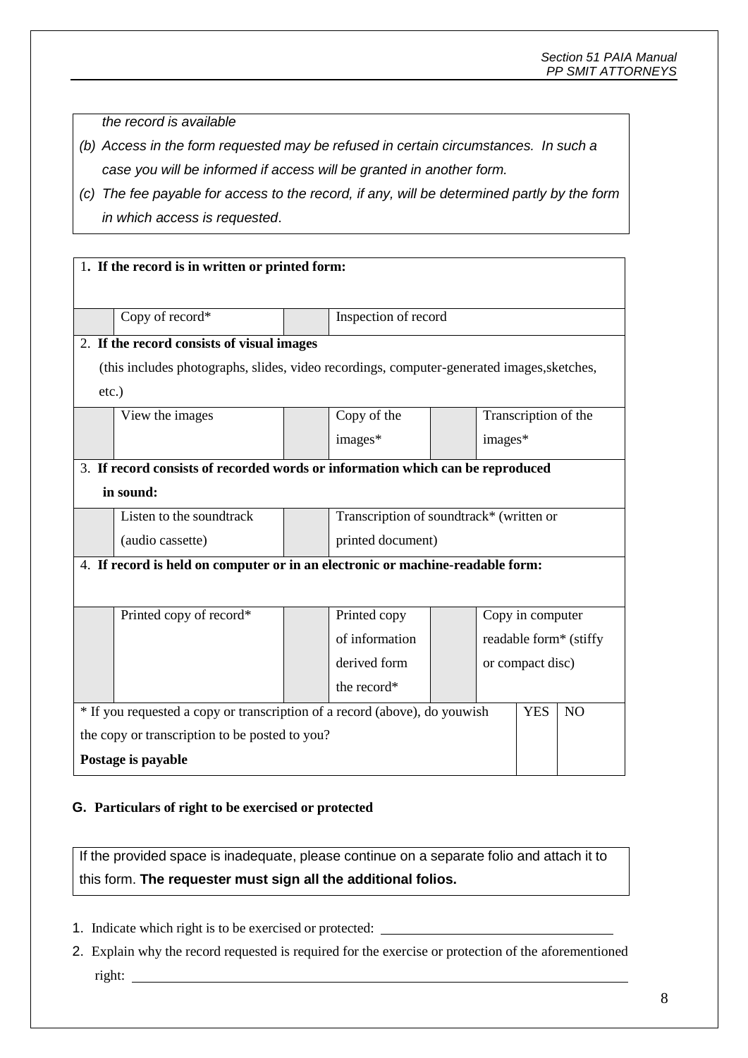*the record is available*

*(b) Access in the form requested may be refused in certain circumstances. In such a case you will be informed if access will be granted in another form.*

*(c) The fee payable for access to the record, if any, will be determined partly by the form in which access is requested*.

| 1. **If the record is in written or printed form:** | | | | | | | |
|---|---|---|---|---|---|---|---|
| | Copy of record* | | Inspection of record | | | | |
| 2. **If the record consists of visual images** (this includes photographs, slides, video recordings, computer-generated images,sketches, etc.) | | | | | | | |
| | View the images | | Copy of the images* | | Transcription of the images* | | |
| 3. **If record consists of recorded words or information which can be reproduced in sound:** | | | | | | | |
| | Listen to the soundtrack (audio cassette) | | Transcription of soundtrack* (written or printed document) | | | | |
| 4. **If record is held on computer or in an electronic or machine-readable form:** | | | | | | | |
| | Printed copy of record* | | Printed copy of information derived form the record* | | Copy in computer readable form* (stiffy or compact disc) | | |
| * If you requested a copy or transcription of a record (above), do youwish the copy or transcription to be posted to you? **Postage is payable** | | | | | | YES | NO |

**G. Particulars of right to be exercised or protected**

If the provided space is inadequate, please continue on a separate folio and attach it to this form. **The requester must sign all the additional folios.**

1. Indicate which right is to be exercised or protected: ___________________________________

2. Explain why the record requested is required for the exercise or protection of the aforementioned right: ___________________________________________________________________________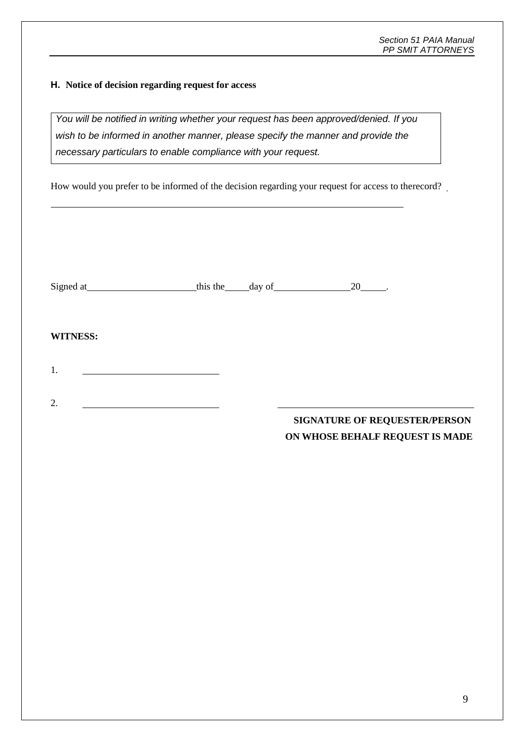### H. Notice of decision regarding request for access

| *You will be notified in writing whether your request has been approved/denied. If you wish to be informed in another manner, please specify the manner and provide the necessary particulars to enable compliance with your request.* |
|---|

How would you prefer to be informed of the decision regarding your request for access to therecord? \_\_\_

\_\_\_\_\_\_\_\_\_\_\_\_\_\_\_\_\_\_\_\_\_\_\_\_\_\_\_\_\_\_\_\_\_\_\_\_\_\_\_\_\_\_\_\_\_\_\_\_\_\_\_\_\_\_\_\_\_\_\_\_\_\_\_\_\_\_\_\_\_\_

Signed at\_\_\_\_\_\_\_\_\_\_\_\_\_\_\_\_\_\_\_\_\_\_this the\_\_\_\_\_day of\_\_\_\_\_\_\_\_\_\_\_\_\_\_\_\_20\_\_\_\_\_.

**WITNESS:**

1. \_\_\_\_\_\_\_\_\_\_\_\_\_\_\_\_\_\_\_\_\_\_\_\_\_\_\_\_

2. \_\_\_\_\_\_\_\_\_\_\_\_\_\_\_\_\_\_\_\_\_\_\_\_\_\_\_\_

\_\_\_\_\_\_\_\_\_\_\_\_\_\_\_\_\_\_\_\_\_\_\_\_\_\_\_\_\_\_\_\_\_\_\_\_\_\_\_\_

**SIGNATURE OF REQUESTER/PERSON ON WHOSE BEHALF REQUEST IS MADE**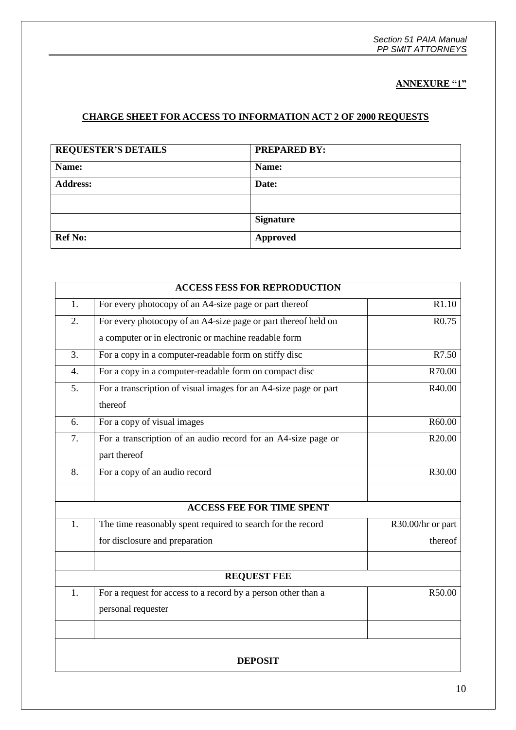**ANNEXURE "1"**

**CHARGE SHEET FOR ACCESS TO INFORMATION ACT 2 OF 2000 REQUESTS**

| REQUESTER'S DETAILS | PREPARED BY: |
|---|---|
| **Name:** | **Name:** |
| **Address:** | **Date:** |
| | |
| | **Signature** |
| **Ref No:** | **Approved** |

| **ACCESS FESS FOR REPRODUCTION** | | |
|---|---|---|
| 1. | For every photocopy of an A4-size page or part thereof | R1.10 |
| 2. | For every photocopy of an A4-size page or part thereof held on a computer or in electronic or machine readable form | R0.75 |
| 3. | For a copy in a computer-readable form on stiffy disc | R7.50 |
| 4. | For a copy in a computer-readable form on compact disc | R70.00 |
| 5. | For a transcription of visual images for an A4-size page or part thereof | R40.00 |
| 6. | For a copy of visual images | R60.00 |
| 7. | For a transcription of an audio record for an A4-size page or part thereof | R20.00 |
| 8. | For a copy of an audio record | R30.00 |
| | | |
| **ACCESS FEE FOR TIME SPENT** | | |
| 1. | The time reasonably spent required to search for the record for disclosure and preparation | R30.00/hr or part thereof |
| | | |
| **REQUEST FEE** | | |
| 1. | For a request for access to a record by a person other than a personal requester | R50.00 |
| | | |
| **DEPOSIT** | | |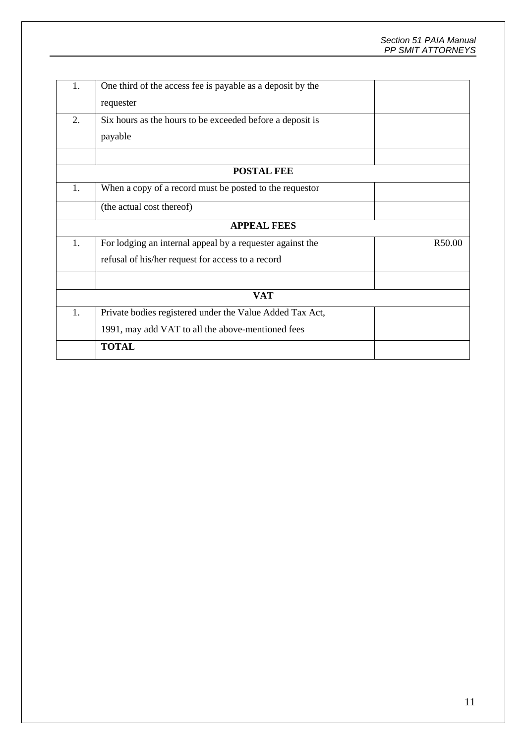| | | |
|---|---|---|
| 1. | One third of the access fee is payable as a deposit by the requester | |
| 2. | Six hours as the hours to be exceeded before a deposit is payable | |
| | | |
| **POSTAL FEE** | | |
| 1. | When a copy of a record must be posted to the requestor | |
| | (the actual cost thereof) | |
| **APPEAL FEES** | | |
| 1. | For lodging an internal appeal by a requester against the refusal of his/her request for access to a record | R50.00 |
| | | |
| **VAT** | | |
| 1. | Private bodies registered under the Value Added Tax Act, 1991, may add VAT to all the above-mentioned fees | |
| | **TOTAL** | |